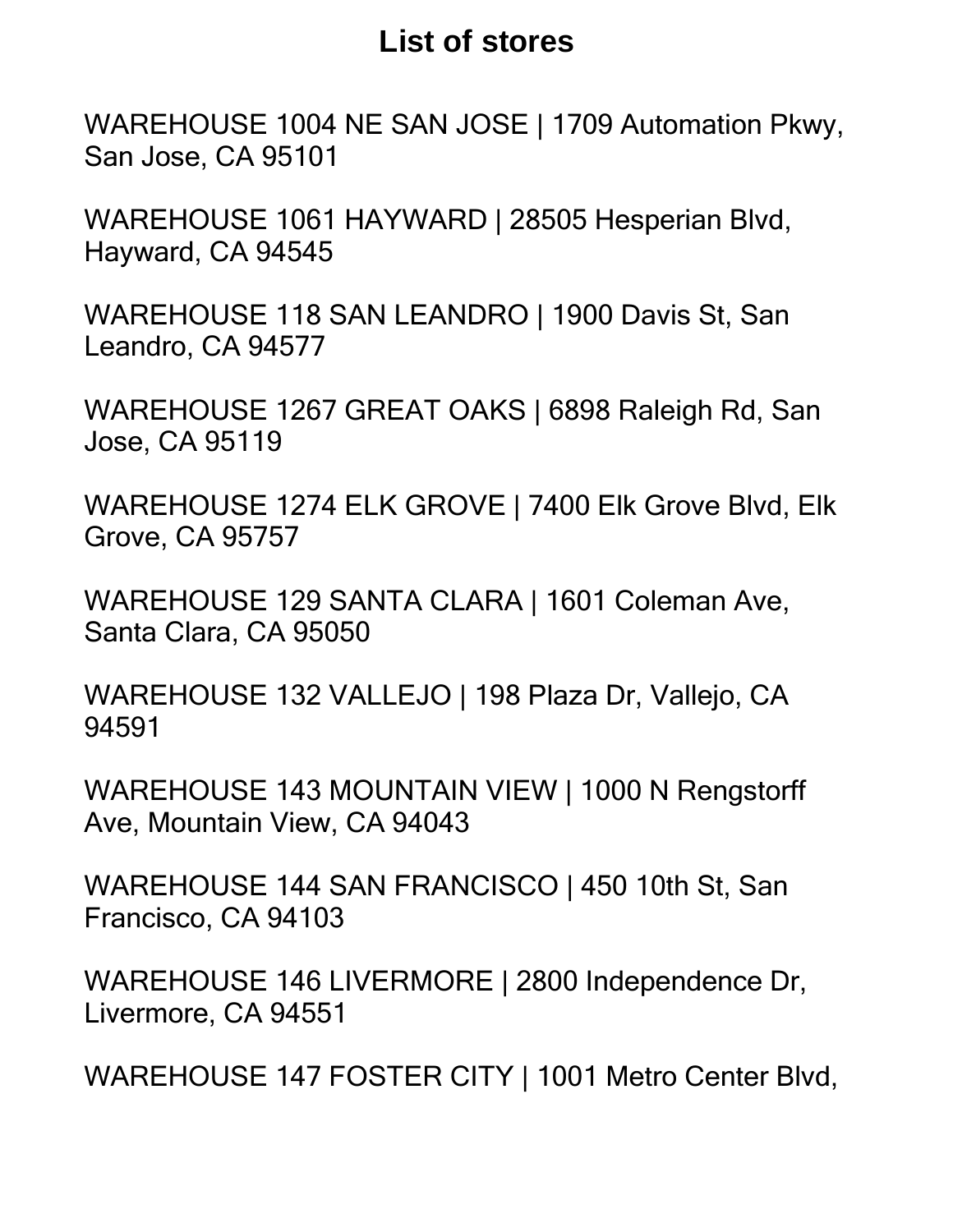# List of stores

WAREHOUSE 1004 NE SAN JOSE | 1709 Automation Pkwy, San Jose, CA 95101

WAREHOUSE 1061 HAYWARD | 28505 Hesperian Blvd, Hayward, CA 94545

WAREHOUSE 118 SAN LEANDRO | 1900 Davis St, San Leandro, CA 94577

WAREHOUSE 1267 GREAT OAKS | 6898 Raleigh Rd, San Jose, CA 95119

WAREHOUSE 1274 ELK GROVE | 7400 Elk Grove Blvd, Elk Grove, CA 95757

WAREHOUSE 129 SANTA CLARA | 1601 Coleman Ave, Santa Clara, CA 95050

WAREHOUSE 132 VALLEJO | 198 Plaza Dr, Vallejo, CA 94591

WAREHOUSE 143 MOUNTAIN VIEW | 1000 N Rengstorff Ave, Mountain View, CA 94043

WAREHOUSE 144 SAN FRANCISCO | 450 10th St, San Francisco, CA 94103

WAREHOUSE 146 LIVERMORE | 2800 Independence Dr, Livermore, CA 94551

WAREHOUSE 147 FOSTER CITY | 1001 Metro Center Blvd,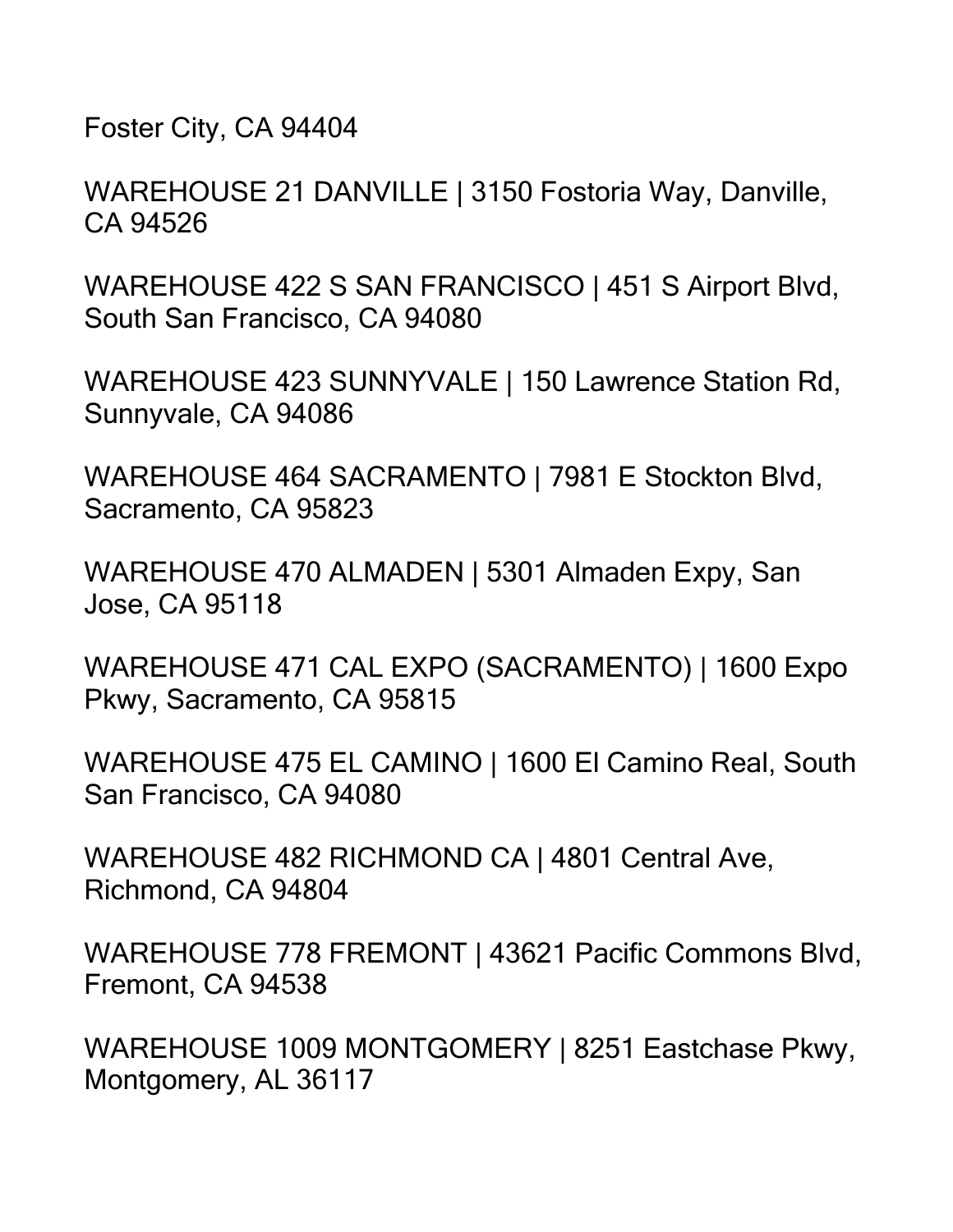Foster City, CA 94404

WAREHOUSE 21 DANVILLE | 3150 Fostoria Way, Danville, CA 94526

WAREHOUSE 422 S SAN FRANCISCO | 451 S Airport Blvd, South San Francisco, CA 94080

WAREHOUSE 423 SUNNYVALE | 150 Lawrence Station Rd, Sunnyvale, CA 94086

WAREHOUSE 464 SACRAMENTO | 7981 E Stockton Blvd, Sacramento, CA 95823

WAREHOUSE 470 ALMADEN | 5301 Almaden Expy, San Jose, CA 95118

WAREHOUSE 471 CAL EXPO (SACRAMENTO) | 1600 Expo Pkwy, Sacramento, CA 95815

WAREHOUSE 475 EL CAMINO | 1600 El Camino Real, South San Francisco, CA 94080

WAREHOUSE 482 RICHMOND CA | 4801 Central Ave, Richmond, CA 94804

WAREHOUSE 778 FREMONT | 43621 Pacific Commons Blvd, Fremont, CA 94538

WAREHOUSE 1009 MONTGOMERY | 8251 Eastchase Pkwy, Montgomery, AL 36117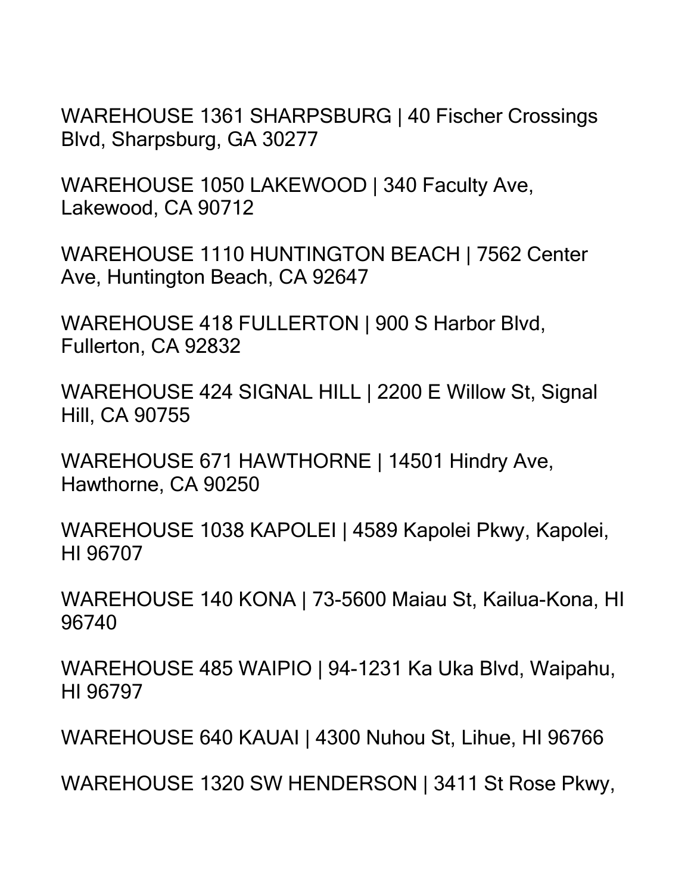WAREHOUSE 1361 SHARPSBURG | 40 Fischer Crossings Blvd, Sharpsburg, GA 30277

WAREHOUSE 1050 LAKEWOOD | 340 Faculty Ave, Lakewood, CA 90712

WAREHOUSE 1110 HUNTINGTON BEACH | 7562 Center Ave, Huntington Beach, CA 92647

WAREHOUSE 418 FULLERTON | 900 S Harbor Blvd, Fullerton, CA 92832

WAREHOUSE 424 SIGNAL HILL | 2200 E Willow St, Signal Hill, CA 90755

WAREHOUSE 671 HAWTHORNE | 14501 Hindry Ave, Hawthorne, CA 90250

WAREHOUSE 1038 KAPOLEI | 4589 Kapolei Pkwy, Kapolei, HI 96707

WAREHOUSE 140 KONA | 73-5600 Maiau St, Kailua-Kona, HI 96740

WAREHOUSE 485 WAIPIO | 94-1231 Ka Uka Blvd, Waipahu, HI 96797

WAREHOUSE 640 KAUAI | 4300 Nuhou St, Lihue, HI 96766

WAREHOUSE 1320 SW HENDERSON | 3411 St Rose Pkwy,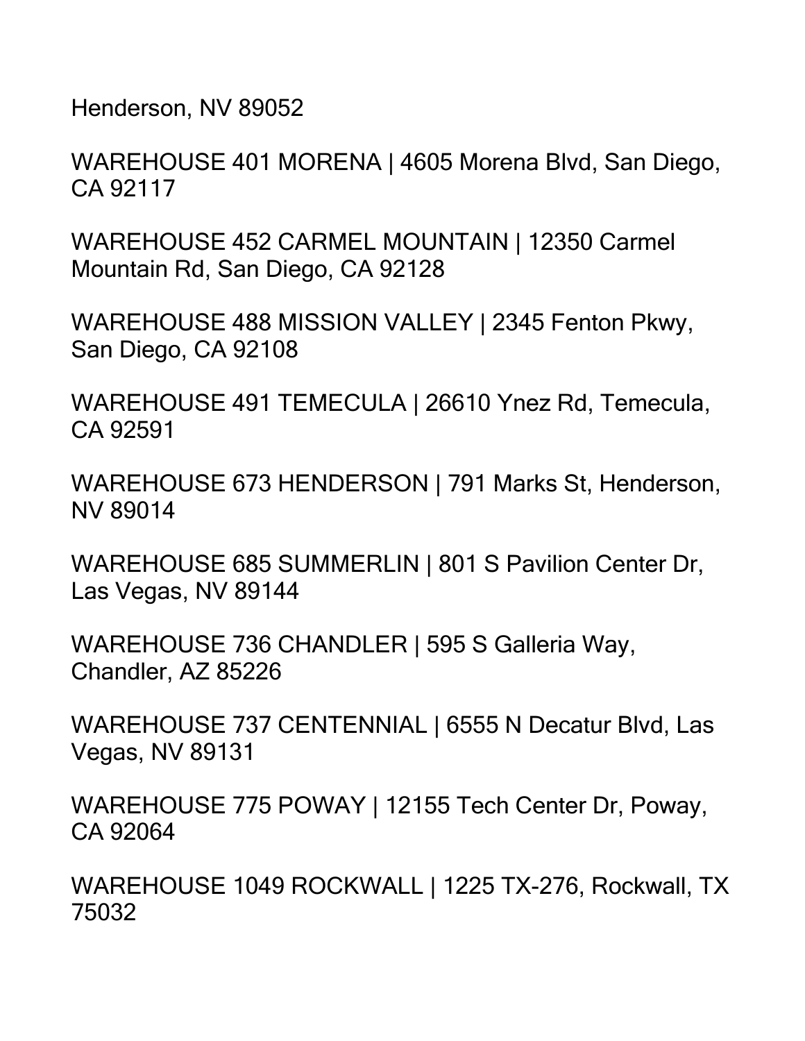Henderson, NV 89052

WAREHOUSE 401 MORENA | 4605 Morena Blvd, San Diego, CA 92117

WAREHOUSE 452 CARMEL MOUNTAIN | 12350 Carmel Mountain Rd, San Diego, CA 92128

WAREHOUSE 488 MISSION VALLEY | 2345 Fenton Pkwy, San Diego, CA 92108

WAREHOUSE 491 TEMECULA | 26610 Ynez Rd, Temecula, CA 92591

WAREHOUSE 673 HENDERSON | 791 Marks St, Henderson, NV 89014

WAREHOUSE 685 SUMMERLIN | 801 S Pavilion Center Dr, Las Vegas, NV 89144

WAREHOUSE 736 CHANDLER | 595 S Galleria Way, Chandler, AZ 85226

WAREHOUSE 737 CENTENNIAL | 6555 N Decatur Blvd, Las Vegas, NV 89131

WAREHOUSE 775 POWAY | 12155 Tech Center Dr, Poway, CA 92064

WAREHOUSE 1049 ROCKWALL | 1225 TX-276, Rockwall, TX 75032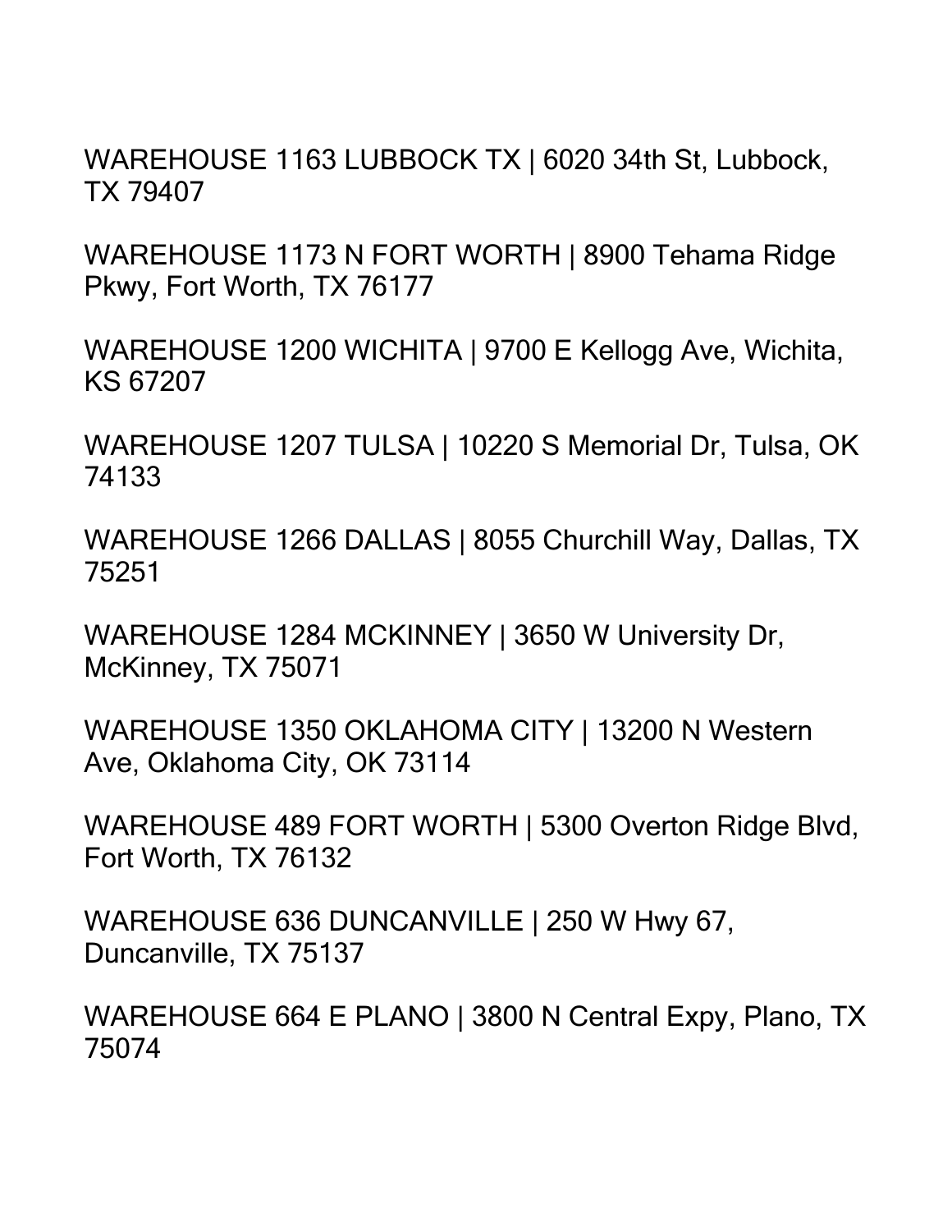WAREHOUSE 1163 LUBBOCK TX | 6020 34th St, Lubbock, TX 79407

WAREHOUSE 1173 N FORT WORTH | 8900 Tehama Ridge Pkwy, Fort Worth, TX 76177

WAREHOUSE 1200 WICHITA | 9700 E Kellogg Ave, Wichita, KS 67207

WAREHOUSE 1207 TULSA | 10220 S Memorial Dr, Tulsa, OK 74133

WAREHOUSE 1266 DALLAS | 8055 Churchill Way, Dallas, TX 75251

WAREHOUSE 1284 MCKINNEY | 3650 W University Dr, McKinney, TX 75071

WAREHOUSE 1350 OKLAHOMA CITY | 13200 N Western Ave, Oklahoma City, OK 73114

WAREHOUSE 489 FORT WORTH | 5300 Overton Ridge Blvd, Fort Worth, TX 76132

WAREHOUSE 636 DUNCANVILLE | 250 W Hwy 67, Duncanville, TX 75137

WAREHOUSE 664 E PLANO | 3800 N Central Expy, Plano, TX 75074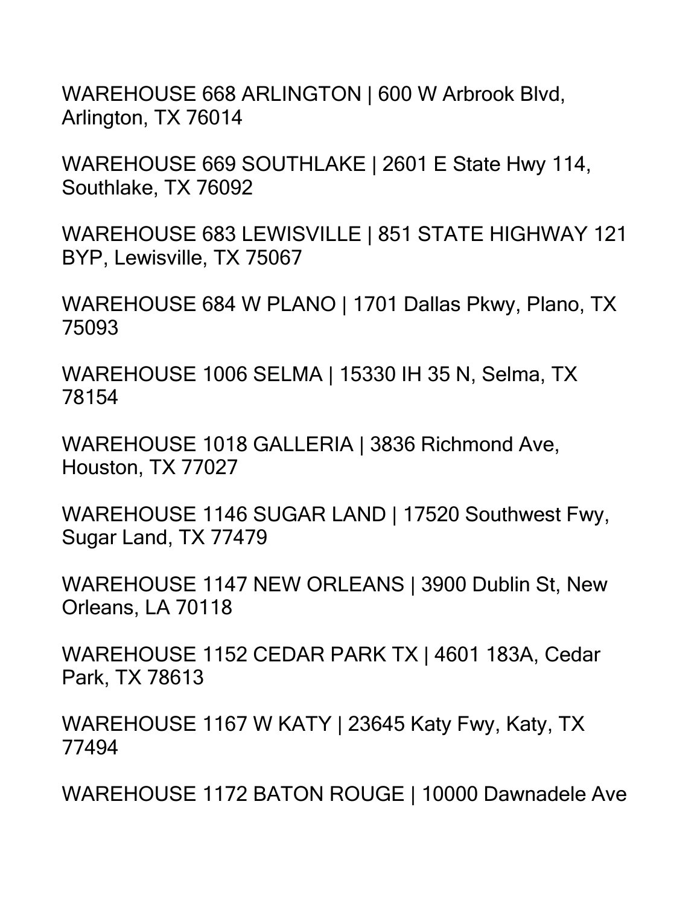WAREHOUSE 668 ARLINGTON | 600 W Arbrook Blvd, Arlington, TX 76014

WAREHOUSE 669 SOUTHLAKE | 2601 E State Hwy 114, Southlake, TX 76092

WAREHOUSE 683 LEWISVILLE | 851 STATE HIGHWAY 121 BYP, Lewisville, TX 75067

WAREHOUSE 684 W PLANO | 1701 Dallas Pkwy, Plano, TX 75093

WAREHOUSE 1006 SELMA | 15330 IH 35 N, Selma, TX 78154

WAREHOUSE 1018 GALLERIA | 3836 Richmond Ave, Houston, TX 77027

WAREHOUSE 1146 SUGAR LAND | 17520 Southwest Fwy, Sugar Land, TX 77479

WAREHOUSE 1147 NEW ORLEANS | 3900 Dublin St, New Orleans, LA 70118

WAREHOUSE 1152 CEDAR PARK TX | 4601 183A, Cedar Park, TX 78613

WAREHOUSE 1167 W KATY | 23645 Katy Fwy, Katy, TX 77494

WAREHOUSE 1172 BATON ROUGE | 10000 Dawnadele Ave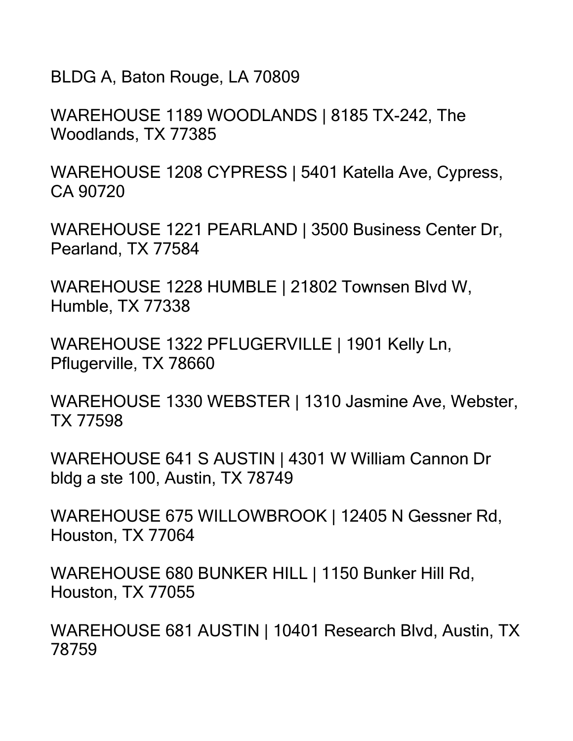BLDG A, Baton Rouge, LA 70809

WAREHOUSE 1189 WOODLANDS | 8185 TX-242, The Woodlands, TX 77385

WAREHOUSE 1208 CYPRESS | 5401 Katella Ave, Cypress, CA 90720

WAREHOUSE 1221 PEARLAND | 3500 Business Center Dr, Pearland, TX 77584

WAREHOUSE 1228 HUMBLE | 21802 Townsen Blvd W, Humble, TX 77338

WAREHOUSE 1322 PFLUGERVILLE | 1901 Kelly Ln, Pflugerville, TX 78660

WAREHOUSE 1330 WEBSTER | 1310 Jasmine Ave, Webster, TX 77598

WAREHOUSE 641 S AUSTIN | 4301 W William Cannon Dr bldg a ste 100, Austin, TX 78749

WAREHOUSE 675 WILLOWBROOK | 12405 N Gessner Rd, Houston, TX 77064

WAREHOUSE 680 BUNKER HILL | 1150 Bunker Hill Rd, Houston, TX 77055

WAREHOUSE 681 AUSTIN | 10401 Research Blvd, Austin, TX 78759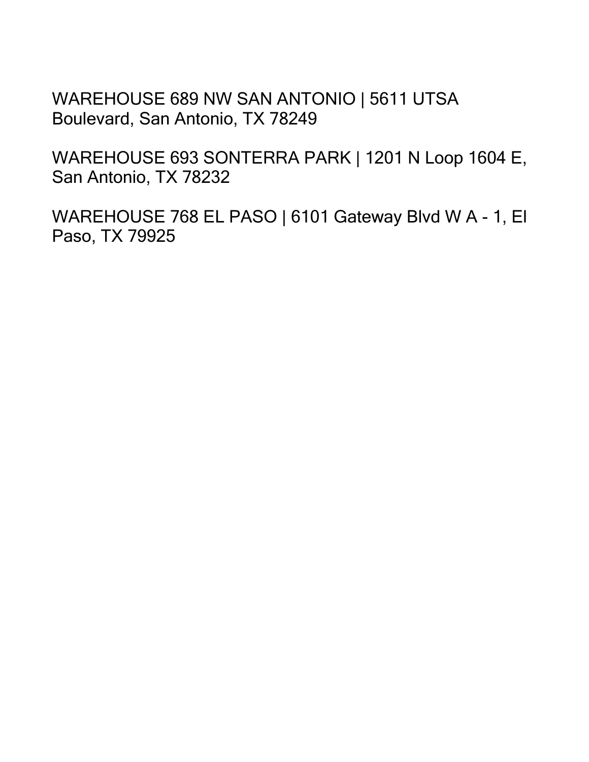WAREHOUSE 689 NW SAN ANTONIO | 5611 UTSA Boulevard, San Antonio, TX 78249

WAREHOUSE 693 SONTERRA PARK | 1201 N Loop 1604 E, San Antonio, TX 78232

WAREHOUSE 768 EL PASO | 6101 Gateway Blvd W A - 1, El Paso, TX 79925